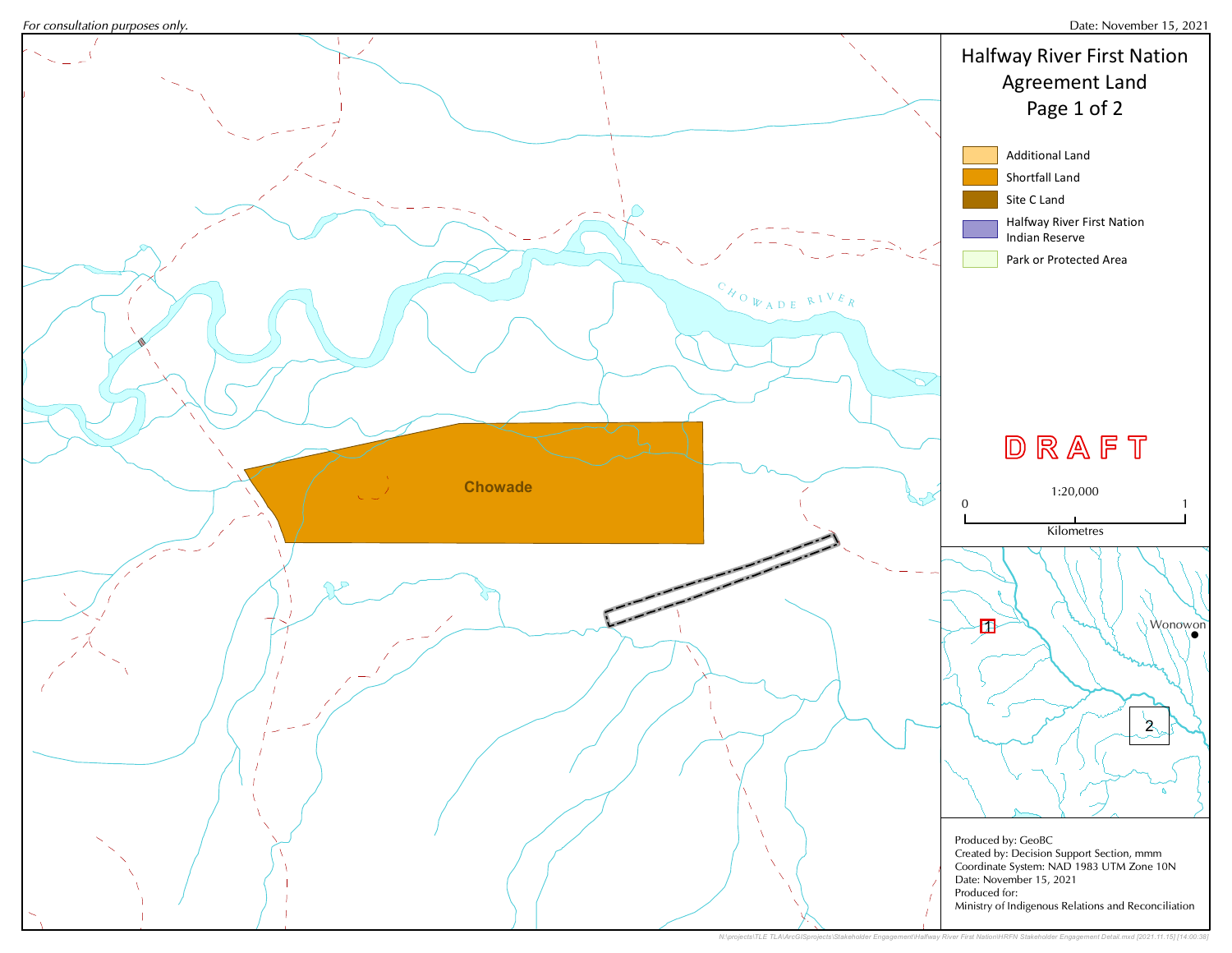*For consultation purposes only.*

Date: November 15, 2021

# Halfway River First Nation Agreement Land
## Page 1 of 2

- Additional Land
- Shortfall Land
- Site C Land
- Halfway River First Nation Indian Reserve
- Park or Protected Area

CHOWADE RIVER

Chowade

DRAFT

1:20,000

0 — 1 Kilometres

1

2

Wonowon

Produced by: GeoBC
Created by: Decision Support Section, mmm
Coordinate System: NAD 1983 UTM Zone 10N
Date: November 15, 2021
Produced for:
Ministry of Indigenous Relations and Reconciliation

N:\projects\TLE TLA\ArcGISprojects\Stakeholder Engagement\Halfway River First Nation\HRFN Stakeholder Engagement Detail.mxd [2021.11.15] [14:00:38]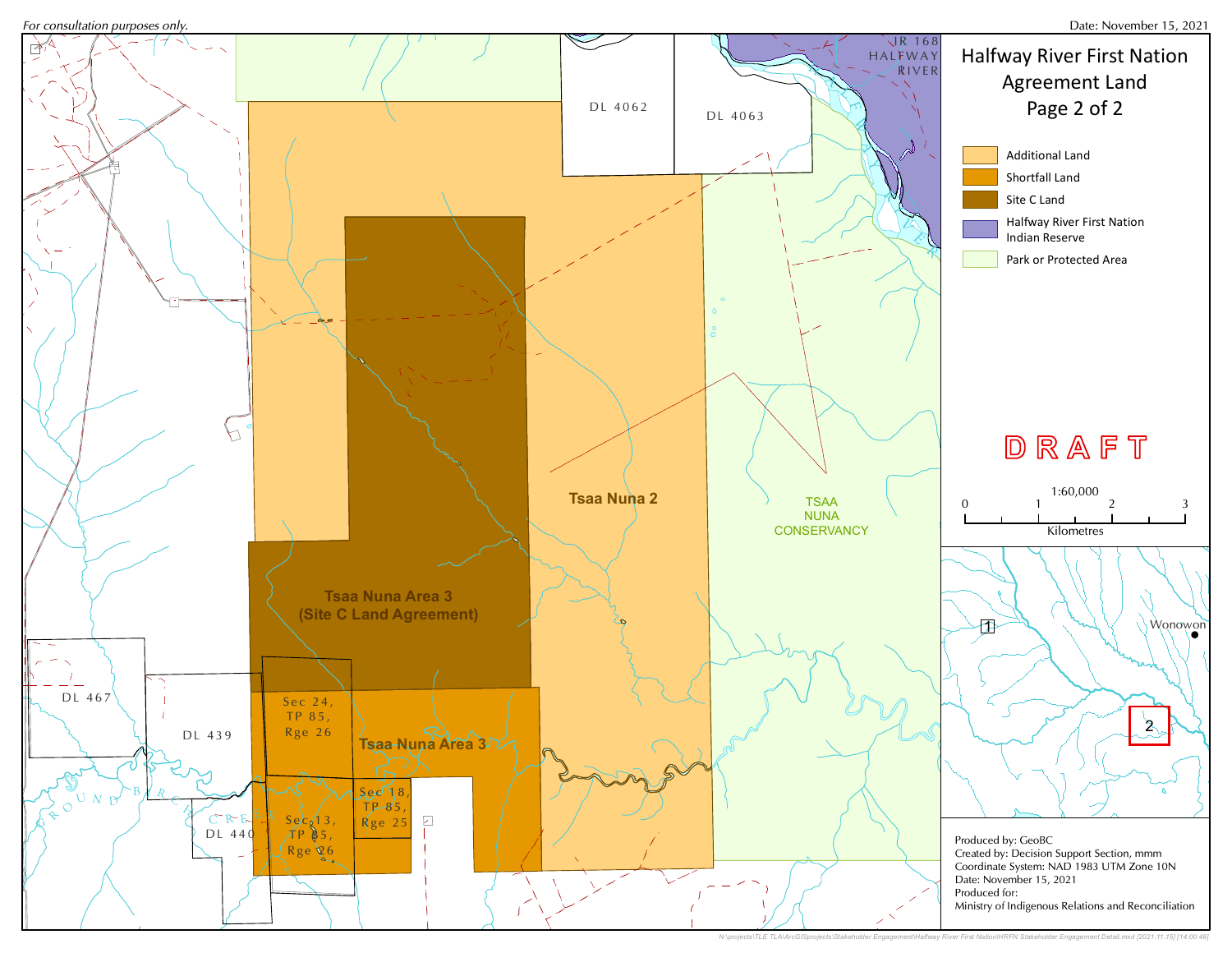*For consultation purposes only.*

Date: November 15, 2021

# Halfway River First Nation Agreement Land Page 2 of 2

- Additional Land
- Shortfall Land
- Site C Land
- Halfway River First Nation Indian Reserve
- Park or Protected Area

DRAFT

1:60,000

0 1 2 3

Kilometres

IR 168
HALFWAY
RIVER

DL 4062

DL 4063

Tsaa Nuna 2

TSAA
NUNA
CONSERVANCY

Tsaa Nuna Area 3
(Site C Land Agreement)

DL 467

DL 439

Sec 24,
TP 85,
Rge 26

Tsaa Nuna Area 3

Sec 18,
TP 85,
Rge 25

Sec 13,
TP 85,
Rge 26

DL 440

GROUND BIRCH CREEK

1

Wonowon

2

Produced by: GeoBC
Created by: Decision Support Section, mmm
Coordinate System: NAD 1983 UTM Zone 10N
Date: November 15, 2021
Produced for:
Ministry of Indigenous Relations and Reconciliation

N:\projects\TLE TLA\ArcGISprojects\Stakeholder Engagement\Halfway River First Nation\HRFN Stakeholder Engagement Detail.mxd [2021.11.15] [14:00:48]